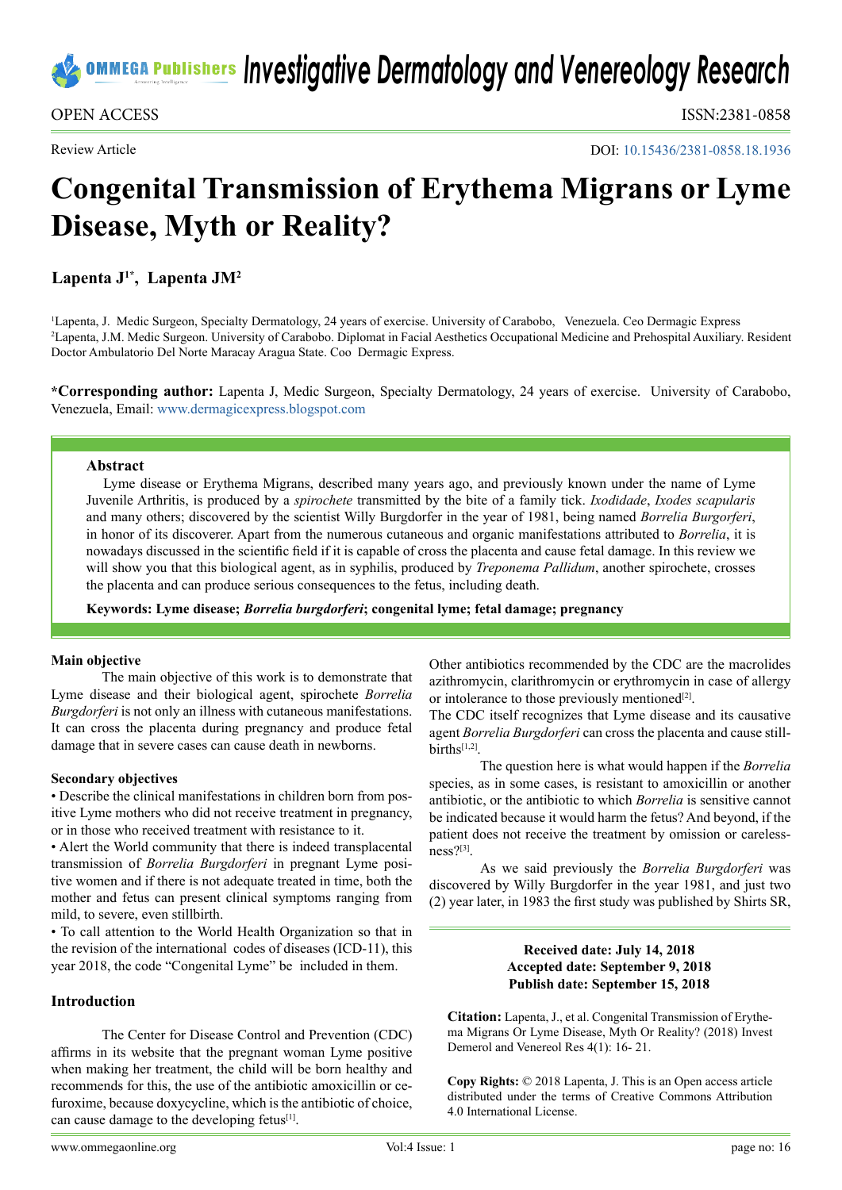OPEN ACCESS

ISSN:2381-0858

Review Article

DOI: 10.15436/2381-0858.18.1936

# Congenital Transmission of Erythema Migrans or Lyme Disease, Myth or Reality?

**Lapenta J[1*], Lapenta JM[2]**

[1]Lapenta, J. Medic Surgeon, Specialty Dermatology, 24 years of exercise. University of Carabobo, Venezuela. Ceo Dermagic Express
[2]Lapenta, J.M. Medic Surgeon. University of Carabobo. Diplomat in Facial Aesthetics Occupational Medicine and Prehospital Auxiliary. Resident Doctor Ambulatorio Del Norte Maracay Aragua State. Coo Dermagic Express.

***Corresponding author:** Lapenta J, Medic Surgeon, Specialty Dermatology, 24 years of exercise. University of Carabobo, Venezuela, Email: www.dermagicexpress.blogspot.com

### Abstract

Lyme disease or Erythema Migrans, described many years ago, and previously known under the name of Lyme Juvenile Arthritis, is produced by a *spirochete* transmitted by the bite of a family tick. *Ixodidade*, *Ixodes scapularis* and many others; discovered by the scientist Willy Burgdorfer in the year of 1981, being named *Borrelia Burgorferi*, in honor of its discoverer. Apart from the numerous cutaneous and organic manifestations attributed to *Borrelia*, it is nowadays discussed in the scientific field if it is capable of cross the placenta and cause fetal damage. In this review we will show you that this biological agent, as in syphilis, produced by *Treponema Pallidum*, another spirochete, crosses the placenta and can produce serious consequences to the fetus, including death.

**Keywords: Lyme disease; *Borrelia burgdorferi*; congenital lyme; fetal damage; pregnancy**

### Main objective

The main objective of this work is to demonstrate that Lyme disease and their biological agent, spirochete *Borrelia Burgdorferi* is not only an illness with cutaneous manifestations. It can cross the placenta during pregnancy and produce fetal damage that in severe cases can cause death in newborns.

### Secondary objectives

- Describe the clinical manifestations in children born from positive Lyme mothers who did not receive treatment in pregnancy, or in those who received treatment with resistance to it.
- Alert the World community that there is indeed transplacental transmission of *Borrelia Burgdorferi* in pregnant Lyme positive women and if there is not adequate treated in time, both the mother and fetus can present clinical symptoms ranging from mild, to severe, even stillbirth.
- To call attention to the World Health Organization so that in the revision of the international codes of diseases (ICD-11), this year 2018, the code "Congenital Lyme" be included in them.

## Introduction

The Center for Disease Control and Prevention (CDC) affirms in its website that the pregnant woman Lyme positive when making her treatment, the child will be born healthy and recommends for this, the use of the antibiotic amoxicillin or cefuroxime, because doxycycline, which is the antibiotic of choice, can cause damage to the developing fetus[1].

Other antibiotics recommended by the CDC are the macrolides azithromycin, clarithromycin or erythromycin in case of allergy or intolerance to those previously mentioned[2].

The CDC itself recognizes that Lyme disease and its causative agent *Borrelia Burgdorferi* can cross the placenta and cause stillbirths[1,2].

The question here is what would happen if the *Borrelia* species, as in some cases, is resistant to amoxicillin or another antibiotic, or the antibiotic to which *Borrelia* is sensitive cannot be indicated because it would harm the fetus? And beyond, if the patient does not receive the treatment by omission or carelessness?[3].

As we said previously the *Borrelia Burgdorferi* was discovered by Willy Burgdorfer in the year 1981, and just two (2) year later, in 1983 the first study was published by Shirts SR,

**Received date: July 14, 2018**
**Accepted date: September 9, 2018**
**Publish date: September 15, 2018**

**Citation:** Lapenta, J., et al. Congenital Transmission of Erythema Migrans Or Lyme Disease, Myth Or Reality? (2018) Invest Demerol and Venereol Res 4(1): 16- 21.

**Copy Rights:** © 2018 Lapenta, J. This is an Open access article distributed under the terms of Creative Commons Attribution 4.0 International License.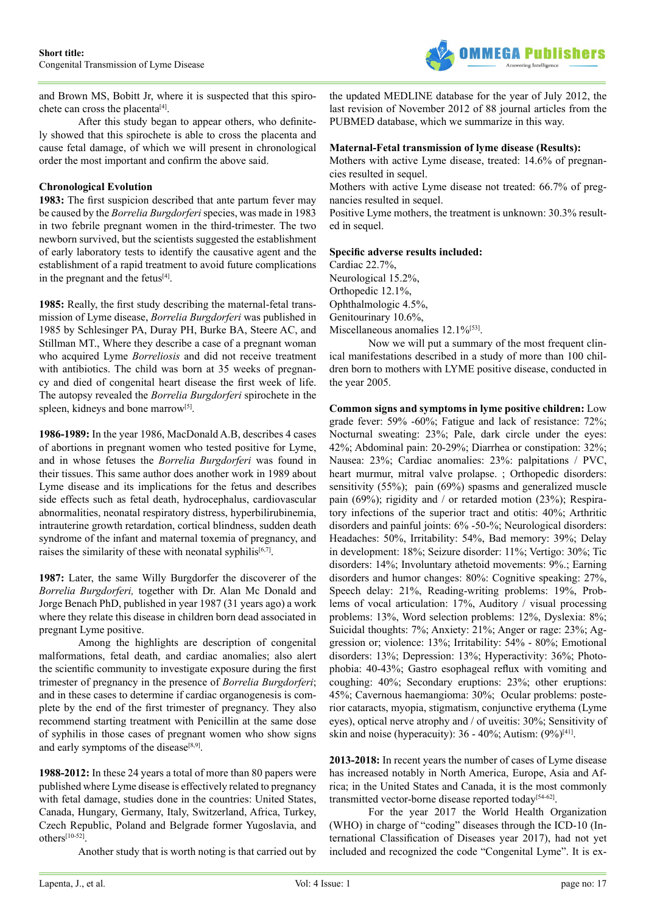and Brown MS, Bobitt Jr, where it is suspected that this spirochete can cross the placenta[4].

After this study began to appear others, who definitely showed that this spirochete is able to cross the placenta and cause fetal damage, of which we will present in chronological order the most important and confirm the above said.

**Chronological Evolution**

**1983:** The first suspicion described that ante partum fever may be caused by the *Borrelia Burgdorferi* species, was made in 1983 in two febrile pregnant women in the third-trimester. The two newborn survived, but the scientists suggested the establishment of early laboratory tests to identify the causative agent and the establishment of a rapid treatment to avoid future complications in the pregnant and the fetus[4].

**1985:** Really, the first study describing the maternal-fetal transmission of Lyme disease, *Borrelia Burgdorferi* was published in 1985 by Schlesinger PA, Duray PH, Burke BA, Steere AC, and Stillman MT., Where they describe a case of a pregnant woman who acquired Lyme *Borreliosis* and did not receive treatment with antibiotics. The child was born at 35 weeks of pregnancy and died of congenital heart disease the first week of life. The autopsy revealed the *Borrelia Burgdorferi* spirochete in the spleen, kidneys and bone marrow[5].

**1986-1989:** In the year 1986, MacDonald A.B, describes 4 cases of abortions in pregnant women who tested positive for Lyme, and in whose fetuses the *Borrelia Burgdorferi* was found in their tissues. This same author does another work in 1989 about Lyme disease and its implications for the fetus and describes side effects such as fetal death, hydrocephalus, cardiovascular abnormalities, neonatal respiratory distress, hyperbilirubinemia, intrauterine growth retardation, cortical blindness, sudden death syndrome of the infant and maternal toxemia of pregnancy, and raises the similarity of these with neonatal syphilis[6,7].

**1987:** Later, the same Willy Burgdorfer the discoverer of the *Borrelia Burgdorferi,* together with Dr. Alan Mc Donald and Jorge Benach PhD, published in year 1987 (31 years ago) a work where they relate this disease in children born dead associated in pregnant Lyme positive.

Among the highlights are description of congenital malformations, fetal death, and cardiac anomalies; also alert the scientific community to investigate exposure during the first trimester of pregnancy in the presence of *Borrelia Burgdorferi*; and in these cases to determine if cardiac organogenesis is complete by the end of the first trimester of pregnancy. They also recommend starting treatment with Penicillin at the same dose of syphilis in those cases of pregnant women who show signs and early symptoms of the disease[8,9].

**1988-2012:** In these 24 years a total of more than 80 papers were published where Lyme disease is effectively related to pregnancy with fetal damage, studies done in the countries: United States, Canada, Hungary, Germany, Italy, Switzerland, Africa, Turkey, Czech Republic, Poland and Belgrade former Yugoslavia, and others[10-52].

Another study that is worth noting is that carried out by the updated MEDLINE database for the year of July 2012, the last revision of November 2012 of 88 journal articles from the PUBMED database, which we summarize in this way.

**Maternal-Fetal transmission of lyme disease (Results):**

Mothers with active Lyme disease, treated: 14.6% of pregnancies resulted in sequel.

Mothers with active Lyme disease not treated: 66.7% of pregnancies resulted in sequel.

Positive Lyme mothers, the treatment is unknown: 30.3% resulted in sequel.

**Specific adverse results included:**

Cardiac 22.7%,
Neurological 15.2%,
Orthopedic 12.1%,
Ophthalmologic 4.5%,
Genitourinary 10.6%,
Miscellaneous anomalies 12.1%[53].

Now we will put a summary of the most frequent clinical manifestations described in a study of more than 100 children born to mothers with LYME positive disease, conducted in the year 2005.

**Common signs and symptoms in lyme positive children:** Low grade fever: 59% -60%; Fatigue and lack of resistance: 72%; Nocturnal sweating: 23%; Pale, dark circle under the eyes: 42%; Abdominal pain: 20-29%; Diarrhea or constipation: 32%; Nausea: 23%; Cardiac anomalies: 23%: palpitations / PVC, heart murmur, mitral valve prolapse. ; Orthopedic disorders: sensitivity (55%); pain (69%) spasms and generalized muscle pain (69%); rigidity and / or retarded motion (23%); Respiratory infections of the superior tract and otitis: 40%; Arthritic disorders and painful joints: 6% -50-%; Neurological disorders: Headaches: 50%, Irritability: 54%, Bad memory: 39%; Delay in development: 18%; Seizure disorder: 11%; Vertigo: 30%; Tic disorders: 14%; Involuntary athetoid movements: 9%.; Earning disorders and humor changes: 80%: Cognitive speaking: 27%, Speech delay: 21%, Reading-writing problems: 19%, Problems of vocal articulation: 17%, Auditory / visual processing problems: 13%, Word selection problems: 12%, Dyslexia: 8%; Suicidal thoughts: 7%; Anxiety: 21%; Anger or rage: 23%; Aggression or; violence: 13%; Irritability: 54% - 80%; Emotional disorders: 13%; Depression: 13%; Hyperactivity: 36%; Photophobia: 40-43%; Gastro esophageal reflux with vomiting and coughing: 40%; Secondary eruptions: 23%; other eruptions: 45%; Cavernous haemangioma: 30%; Ocular problems: posterior cataracts, myopia, stigmatism, conjunctive erythema (Lyme eyes), optical nerve atrophy and / or uveitis: 30%; Sensitivity of skin and noise (hyperacuity): 36 - 40%; Autism: (9%)[41].

**2013-2018:** In recent years the number of cases of Lyme disease has increased notably in North America, Europe, Asia and Africa; in the United States and Canada, it is the most commonly transmitted vector-borne disease reported today[54-62].

For the year 2017 the World Health Organization (WHO) in charge of "coding" diseases through the ICD-10 (International Classification of Diseases year 2017), had not yet included and recognized the code "Congenital Lyme". It is ex-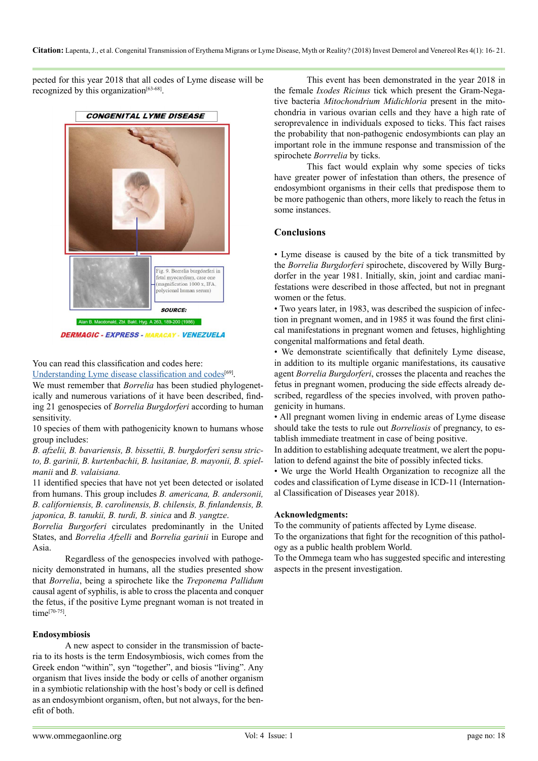pected for this year 2018 that all codes of Lyme disease will be recognized by this organization[63-68].

CONGENITAL LYME DISEASE

Fig. 9. Borrelia burgdorferi in fetal myocardium, case one (magnification 1000 x, IFA, polyclonal human serum)

SOURCE: Alan B. Macdonald, Zbl. Bakt. Hyg. A 263, 189-200 (1986)

DERMAGIC - EXPRESS - MARACAY - VENEZUELA

You can read this classification and codes here:
[Understanding Lyme disease classification and codes][69].

We must remember that *Borrelia* has been studied phylogenetically and numerous variations of it have been described, finding 21 genospecies of *Borrelia Burgdorferi* according to human sensitivity.

10 species of them with pathogenicity known to humans whose group includes:

*B. afzelii, B. bavariensis, B. bissettii, B. burgdorferi sensu stricto, B. garinii, B. kurtenbachii, B. lusitaniae, B. mayonii, B. spielmanii* and *B. valaisiana.*

11 identified species that have not yet been detected or isolated from humans. This group includes *B. americana, B. andersonii, B. californiensis, B. carolinensis, B. chilensis, B. finlandensis, B. japonica, B. tanukii, B. turdi, B. sinica* and *B. yangtze*.

*Borrelia Burgorferi* circulates predominantly in the United States, and *Borrelia Afzelli* and *Borrelia garinii* in Europe and Asia.

Regardless of the genospecies involved with pathogenicity demonstrated in humans, all the studies presented show that *Borrelia*, being a spirochete like the *Treponema Pallidum* causal agent of syphilis, is able to cross the placenta and conquer the fetus, if the positive Lyme pregnant woman is not treated in time[70-75].

### Endosymbiosis

A new aspect to consider in the transmission of bacteria to its hosts is the term Endosymbiosis, wich comes from the Greek endon "within", syn "together", and biosis "living". Any organism that lives inside the body or cells of another organism in a symbiotic relationship with the host's body or cell is defined as an endosymbiont organism, often, but not always, for the benefit of both.

This event has been demonstrated in the year 2018 in the female *Ixodes Ricinus* tick which present the Gram-Negative bacteria *Mitochondrium Midichloria* present in the mitochondria in various ovarian cells and they have a high rate of seroprevalence in individuals exposed to ticks. This fact raises the probability that non-pathogenic endosymbionts can play an important role in the immune response and transmission of the spirochete *Borrrelia* by ticks.

This fact would explain why some species of ticks have greater power of infestation than others, the presence of endosymbiont organisms in their cells that predispose them to be more pathogenic than others, more likely to reach the fetus in some instances.

## Conclusions

- Lyme disease is caused by the bite of a tick transmitted by the *Borrelia Burgdorferi* spirochete, discovered by Willy Burgdorfer in the year 1981. Initially, skin, joint and cardiac manifestations were described in those affected, but not in pregnant women or the fetus.
- Two years later, in 1983, was described the suspicion of infection in pregnant women, and in 1985 it was found the first clinical manifestations in pregnant women and fetuses, highlighting congenital malformations and fetal death.
- We demonstrate scientifically that definitely Lyme disease, in addition to its multiple organic manifestations, its causative agent *Borrelia Burgdorferi*, crosses the placenta and reaches the fetus in pregnant women, producing the side effects already described, regardless of the species involved, with proven pathogenicity in humans.
- All pregnant women living in endemic areas of Lyme disease should take the tests to rule out *Borreliosis* of pregnancy, to establish immediate treatment in case of being positive.

In addition to establishing adequate treatment, we alert the population to defend against the bite of possibly infected ticks.

- We urge the World Health Organization to recognize all the codes and classification of Lyme disease in ICD-11 (International Classification of Diseases year 2018).

### Acknowledgments:

To the community of patients affected by Lyme disease.

To the organizations that fight for the recognition of this pathology as a public health problem World.

To the Ommega team who has suggested specific and interesting aspects in the present investigation.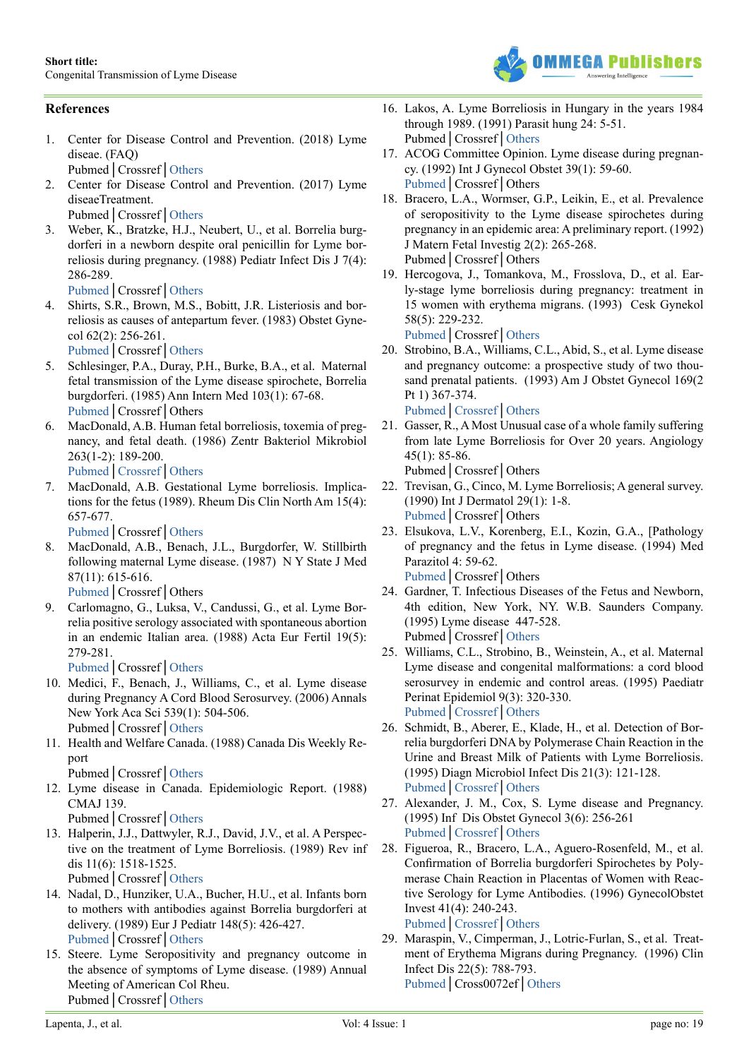## References

1. Center for Disease Control and Prevention. (2018) Lyme disease. (FAQ)
Pubmed | Crossref | Others
2. Center for Disease Control and Prevention. (2017) Lyme diseaeTreatment.
Pubmed | Crossref | Others
3. Weber, K., Bratzke, H.J., Neubert, U., et al. Borrelia burgdorferi in a newborn despite oral penicillin for Lyme borreliosis during pregnancy. (1988) Pediatr Infect Dis J 7(4): 286-289.
Pubmed | Crossref | Others
4. Shirts, S.R., Brown, M.S., Bobitt, J.R. Listeriosis and borreliosis as causes of antepartum fever. (1983) Obstet Gynecol 62(2): 256-261.
Pubmed | Crossref | Others
5. Schlesinger, P.A., Duray, P.H., Burke, B.A., et al. Maternal fetal transmission of the Lyme disease spirochete, Borrelia burgdorferi. (1985) Ann Intern Med 103(1): 67-68.
Pubmed | Crossref | Others
6. MacDonald, A.B. Human fetal borreliosis, toxemia of pregnancy, and fetal death. (1986) Zentr Bakteriol Mikrobiol 263(1-2): 189-200.
Pubmed | Crossref | Others
7. MacDonald, A.B. Gestational Lyme borreliosis. Implications for the fetus (1989). Rheum Dis Clin North Am 15(4): 657-677.
Pubmed | Crossref | Others
8. MacDonald, A.B., Benach, J.L., Burgdorfer, W. Stillbirth following maternal Lyme disease. (1987) N Y State J Med 87(11): 615-616.
Pubmed | Crossref | Others
9. Carlomagno, G., Luksa, V., Candussi, G., et al. Lyme Borrelia positive serology associated with spontaneous abortion in an endemic Italian area. (1988) Acta Eur Fertil 19(5): 279-281.
Pubmed | Crossref | Others
10. Medici, F., Benach, J., Williams, C., et al. Lyme disease during Pregnancy A Cord Blood Serosurvey. (2006) Annals New York Aca Sci 539(1): 504-506.
Pubmed | Crossref | Others
11. Health and Welfare Canada. (1988) Canada Dis Weekly Report
Pubmed | Crossref | Others
12. Lyme disease in Canada. Epidemiologic Report. (1988) CMAJ 139.
Pubmed | Crossref | Others
13. Halperin, J.J., Dattwyler, R.J., David, J.V., et al. A Perspective on the treatment of Lyme Borreliosis. (1989) Rev inf dis 11(6): 1518-1525.
Pubmed | Crossref | Others
14. Nadal, D., Hunziker, U.A., Bucher, H.U., et al. Infants born to mothers with antibodies against Borrelia burgdorferi at delivery. (1989) Eur J Pediatr 148(5): 426-427.
Pubmed | Crossref | Others
15. Steere. Lyme Seropositivity and pregnancy outcome in the absence of symptoms of Lyme disease. (1989) Annual Meeting of American Col Rheu.
Pubmed | Crossref | Others
16. Lakos, A. Lyme Borreliosis in Hungary in the years 1984 through 1989. (1991) Parasit hung 24: 5-51.
Pubmed | Crossref | Others
17. ACOG Committee Opinion. Lyme disease during pregnancy. (1992) Int J Gynecol Obstet 39(1): 59-60.
Pubmed | Crossref | Others
18. Bracero, L.A., Wormser, G.P., Leikin, E., et al. Prevalence of seropositivity to the Lyme disease spirochetes during pregnancy in an epidemic area: A preliminary report. (1992) J Matern Fetal Investig 2(2): 265-268.
Pubmed | Crossref | Others
19. Hercogova, J., Tomankova, M., Frosslova, D., et al. Early-stage lyme borreliosis during pregnancy: treatment in 15 women with erythema migrans. (1993) Cesk Gynekol 58(5): 229-232.
Pubmed | Crossref | Others
20. Strobino, B.A., Williams, C.L., Abid, S., et al. Lyme disease and pregnancy outcome: a prospective study of two thousand prenatal patients. (1993) Am J Obstet Gynecol 169(2 Pt 1) 367-374.
Pubmed | Crossref | Others
21. Gasser, R., A Most Unusual case of a whole family suffering from late Lyme Borreliosis for Over 20 years. Angiology 45(1): 85-86.
Pubmed | Crossref | Others
22. Trevisan, G., Cinco, M. Lyme Borreliosis; A general survey. (1990) Int J Dermatol 29(1): 1-8.
Pubmed | Crossref | Others
23. Elsukova, L.V., Korenberg, E.I., Kozin, G.A., [Pathology of pregnancy and the fetus in Lyme disease. (1994) Med Parazitol 4: 59-62.
Pubmed | Crossref | Others
24. Gardner, T. Infectious Diseases of the Fetus and Newborn, 4th edition, New York, NY. W.B. Saunders Company. (1995) Lyme disease 447-528.
Pubmed | Crossref | Others
25. Williams, C.L., Strobino, B., Weinstein, A., et al. Maternal Lyme disease and congenital malformations: a cord blood serosurvey in endemic and control areas. (1995) Paediatr Perinat Epidemiol 9(3): 320-330.
Pubmed | Crossref | Others
26. Schmidt, B., Aberer, E., Klade, H., et al. Detection of Borrelia burgdorferi DNA by Polymerase Chain Reaction in the Urine and Breast Milk of Patients with Lyme Borreliosis. (1995) Diagn Microbiol Infect Dis 21(3): 121-128.
Pubmed | Crossref | Others
27. Alexander, J. M., Cox, S. Lyme disease and Pregnancy. (1995) Inf Dis Obstet Gynecol 3(6): 256-261
Pubmed | Crossref | Others
28. Figueroa, R., Bracero, L.A., Aguero-Rosenfeld, M., et al. Confirmation of Borrelia burgdorferi Spirochetes by Polymerase Chain Reaction in Placentas of Women with Reactive Serology for Lyme Antibodies. (1996) GynecolObstet Invest 41(4): 240-243.
Pubmed | Crossref | Others
29. Maraspin, V., Cimperman, J., Lotric-Furlan, S., et al. Treatment of Erythema Migrans during Pregnancy. (1996) Clin Infect Dis 22(5): 788-793.
Pubmed | Cross0072ef | Others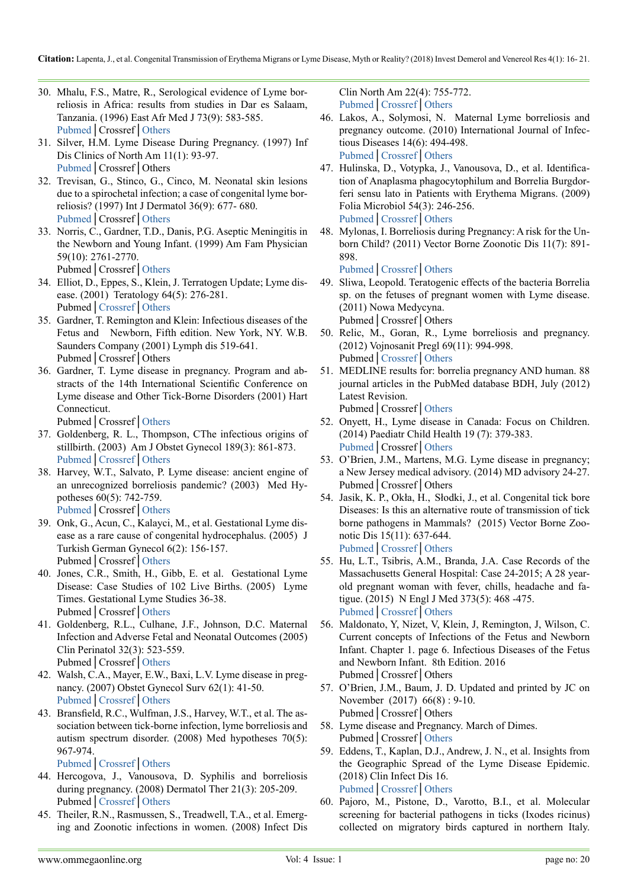30. Mhalu, F.S., Matre, R., Serological evidence of Lyme borreliosis in Africa: results from studies in Dar es Salaam, Tanzania. (1996) East Afr Med J 73(9): 583-585.
Pubmed | Crossref | Others
31. Silver, H.M. Lyme Disease During Pregnancy. (1997) Inf Dis Clinics of North Am 11(1): 93-97.
Pubmed | Crossref | Others
32. Trevisan, G., Stinco, G., Cinco, M. Neonatal skin lesions due to a spirochetal infection; a case of congenital lyme borreliosis? (1997) Int J Dermatol 36(9): 677- 680.
Pubmed | Crossref | Others
33. Norris, C., Gardner, T.D., Danis, P.G. Aseptic Meningitis in the Newborn and Young Infant. (1999) Am Fam Physician 59(10): 2761-2770.
Pubmed | Crossref | Others
34. Elliot, D., Eppes, S., Klein, J. Terratogen Update; Lyme disease. (2001) Teratology 64(5): 276-281.
Pubmed | Crossref | Others
35. Gardner, T. Remington and Klein: Infectious diseases of the Fetus and Newborn, Fifth edition. New York, NY. W.B. Saunders Company (2001) Lymph dis 519-641.
Pubmed | Crossref | Others
36. Gardner, T. Lyme disease in pregnancy. Program and abstracts of the 14th International Scientific Conference on Lyme disease and Other Tick-Borne Disorders (2001) Hart Connecticut.
Pubmed | Crossref | Others
37. Goldenberg, R. L., Thompson, CThe infectious origins of stillbirth. (2003) Am J Obstet Gynecol 189(3): 861-873.
Pubmed | Crossref | Others
38. Harvey, W.T., Salvato, P. Lyme disease: ancient engine of an unrecognized borreliosis pandemic? (2003) Med Hypotheses 60(5): 742-759.
Pubmed | Crossref | Others
39. Onk, G., Acun, C., Kalayci, M., et al. Gestational Lyme disease as a rare cause of congenital hydrocephalus. (2005) J Turkish German Gynecol 6(2): 156-157.
Pubmed | Crossref | Others
40. Jones, C.R., Smith, H., Gibb, E. et al. Gestational Lyme Disease: Case Studies of 102 Live Births. (2005) Lyme Times. Gestational Lyme Studies 36-38.
Pubmed | Crossref | Others
41. Goldenberg, R.L., Culhane, J.F., Johnson, D.C. Maternal Infection and Adverse Fetal and Neonatal Outcomes (2005) Clin Perinatol 32(3): 523-559.
Pubmed | Crossref | Others
42. Walsh, C.A., Mayer, E.W., Baxi, L.V. Lyme disease in pregnancy. (2007) Obstet Gynecol Surv 62(1): 41-50.
Pubmed | Crossref | Others
43. Bransfield, R.C., Wulfman, J.S., Harvey, W.T., et al. The association between tick-borne infection, lyme borreliosis and autism spectrum disorder. (2008) Med hypotheses 70(5): 967-974.
Pubmed | Crossref | Others
44. Hercogova, J., Vanousova, D. Syphilis and borreliosis during pregnancy. (2008) Dermatol Ther 21(3): 205-209.
Pubmed | Crossref | Others
45. Theiler, R.N., Rasmussen, S., Treadwell, T.A., et al. Emerging and Zoonotic infections in women. (2008) Infect Dis Clin North Am 22(4): 755-772.
Pubmed | Crossref | Others
46. Lakos, A., Solymosi, N. Maternal Lyme borreliosis and pregnancy outcome. (2010) International Journal of Infectious Diseases 14(6): 494-498.
Pubmed | Crossref | Others
47. Hulinska, D., Votypka, J., Vanousova, D., et al. Identification of Anaplasma phagocytophilum and Borrelia Burgdorferi sensu lato in Patients with Erythema Migrans. (2009) Folia Microbiol 54(3): 246-256.
Pubmed | Crossref | Others
48. Mylonas, I. Borreliosis during Pregnancy: A risk for the Unborn Child? (2011) Vector Borne Zoonotic Dis 11(7): 891-898.
Pubmed | Crossref | Others
49. Sliwa, Leopold. Teratogenic effects of the bacteria Borrelia sp. on the fetuses of pregnant women with Lyme disease. (2011) Nowa Medycyna.
Pubmed | Crossref | Others
50. Relic, M., Goran, R., Lyme borreliosis and pregnancy. (2012) Vojnosanit Pregl 69(11): 994-998.
Pubmed | Crossref | Others
51. MEDLINE results for: borrelia pregnancy AND human. 88 journal articles in the PubMed database BDH, July (2012) Latest Revision.
Pubmed | Crossref | Others
52. Onyett, H., Lyme disease in Canada: Focus on Children. (2014) Paediatr Child Health 19 (7): 379-383.
Pubmed | Crossref | Others
53. O'Brien, J.M., Martens, M.G. Lyme disease in pregnancy; a New Jersey medical advisory. (2014) MD advisory 24-27.
Pubmed | Crossref | Others
54. Jasik, K. P., Okła, H., Słodki, J., et al. Congenital tick bore Diseases: Is this an alternative route of transmission of tick borne pathogens in Mammals? (2015) Vector Borne Zoonotic Dis 15(11): 637-644.
Pubmed | Crossref | Others
55. Hu, L.T., Tsibris, A.M., Branda, J.A. Case Records of the Massachusetts General Hospital: Case 24-2015; A 28 year-old pregnant woman with fever, chills, headache and fatigue. (2015) N Engl J Med 373(5): 468 -475.
Pubmed | Crossref | Others
56. Maldonato, Y, Nizet, V, Klein, J, Remington, J, Wilson, C. Current concepts of Infections of the Fetus and Newborn Infant. Chapter 1. page 6. Infectious Diseases of the Fetus and Newborn Infant. 8th Edition. 2016
Pubmed | Crossref | Others
57. O'Brien, J.M., Baum, J. D. Updated and printed by JC on November (2017) 66(8) : 9-10.
Pubmed | Crossref | Others
58. Lyme disease and Pregnancy. March of Dimes.
Pubmed | Crossref | Others
59. Eddens, T., Kaplan, D.J., Andrew, J. N., et al. Insights from the Geographic Spread of the Lyme Disease Epidemic. (2018) Clin Infect Dis 16.
Pubmed | Crossref | Others
60. Pajoro, M., Pistone, D., Varotto, B.I., et al. Molecular screening for bacterial pathogens in ticks (Ixodes ricinus) collected on migratory birds captured in northern Italy.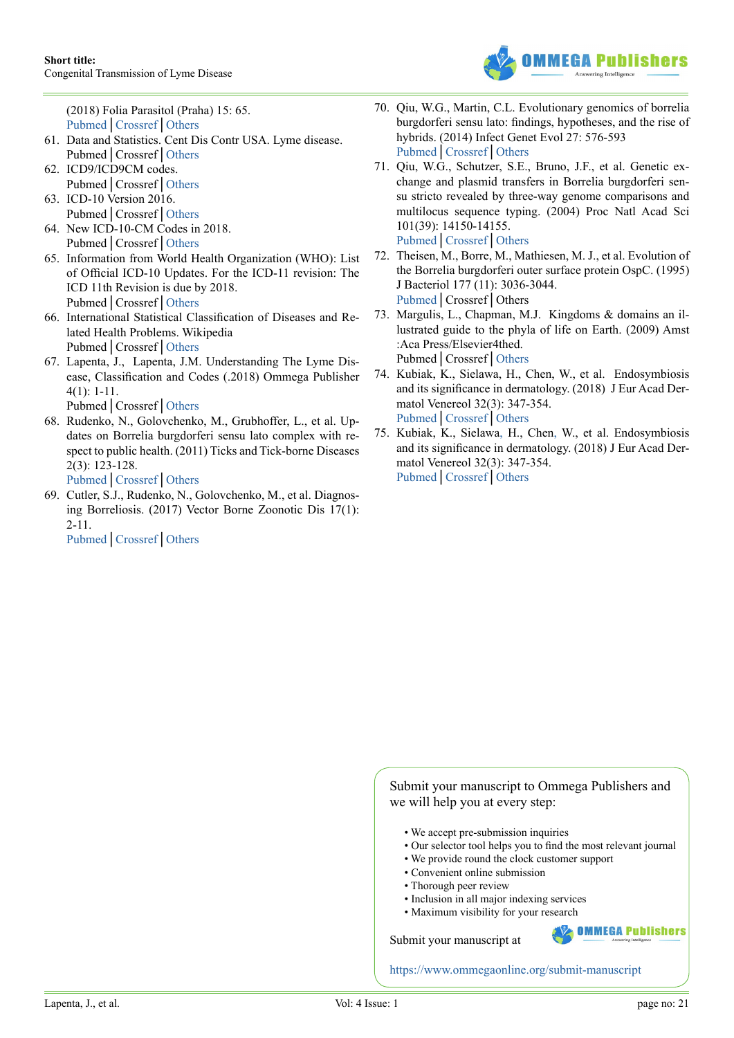(2018) Folia Parasitol (Praha) 15: 65.
Pubmed | Crossref | Others

61. Data and Statistics. Cent Dis Contr USA. Lyme disease.
Pubmed | Crossref | Others
62. ICD9/ICD9CM codes.
Pubmed | Crossref | Others
63. ICD-10 Version 2016.
Pubmed | Crossref | Others
64. New ICD-10-CM Codes in 2018.
Pubmed | Crossref | Others
65. Information from World Health Organization (WHO): List of Official ICD-10 Updates. For the ICD-11 revision: The ICD 11th Revision is due by 2018.
Pubmed | Crossref | Others
66. International Statistical Classification of Diseases and Related Health Problems. Wikipedia
Pubmed | Crossref | Others
67. Lapenta, J., Lapenta, J.M. Understanding The Lyme Disease, Classification and Codes (.2018) Ommega Publisher 4(1): 1-11.
Pubmed | Crossref | Others
68. Rudenko, N., Golovchenko, M., Grubhoffer, L., et al. Updates on Borrelia burgdorferi sensu lato complex with respect to public health. (2011) Ticks and Tick-borne Diseases 2(3): 123-128.
Pubmed | Crossref | Others
69. Cutler, S.J., Rudenko, N., Golovchenko, M., et al. Diagnosing Borreliosis. (2017) Vector Borne Zoonotic Dis 17(1): 2-11.
Pubmed | Crossref | Others
70. Qiu, W.G., Martin, C.L. Evolutionary genomics of borrelia burgdorferi sensu lato: findings, hypotheses, and the rise of hybrids. (2014) Infect Genet Evol 27: 576-593
Pubmed | Crossref | Others
71. Qiu, W.G., Schutzer, S.E., Bruno, J.F., et al. Genetic exchange and plasmid transfers in Borrelia burgdorferi sensu stricto revealed by three-way genome comparisons and multilocus sequence typing. (2004) Proc Natl Acad Sci 101(39): 14150-14155.
Pubmed | Crossref | Others
72. Theisen, M., Borre, M., Mathiesen, M. J., et al. Evolution of the Borrelia burgdorferi outer surface protein OspC. (1995) J Bacteriol 177 (11): 3036-3044.
Pubmed | Crossref | Others
73. Margulis, L., Chapman, M.J. Kingdoms & domains an illustrated guide to the phyla of life on Earth. (2009) Amst :Aca Press/Elsevier4thed.
Pubmed | Crossref | Others
74. Kubiak, K., Sielawa, H., Chen, W., et al. Endosymbiosis and its significance in dermatology. (2018) J Eur Acad Dermatol Venereol 32(3): 347-354.
Pubmed | Crossref | Others
75. Kubiak, K., Sielawa, H., Chen, W., et al. Endosymbiosis and its significance in dermatology. (2018) J Eur Acad Dermatol Venereol 32(3): 347-354.
Pubmed | Crossref | Others

Submit your manuscript to Ommega Publishers and we will help you at every step:

- We accept pre-submission inquiries
- Our selector tool helps you to find the most relevant journal
- We provide round the clock customer support
- Convenient online submission
- Thorough peer review
- Inclusion in all major indexing services
- Maximum visibility for your research

Submit your manuscript at

https://www.ommegaonline.org/submit-manuscript